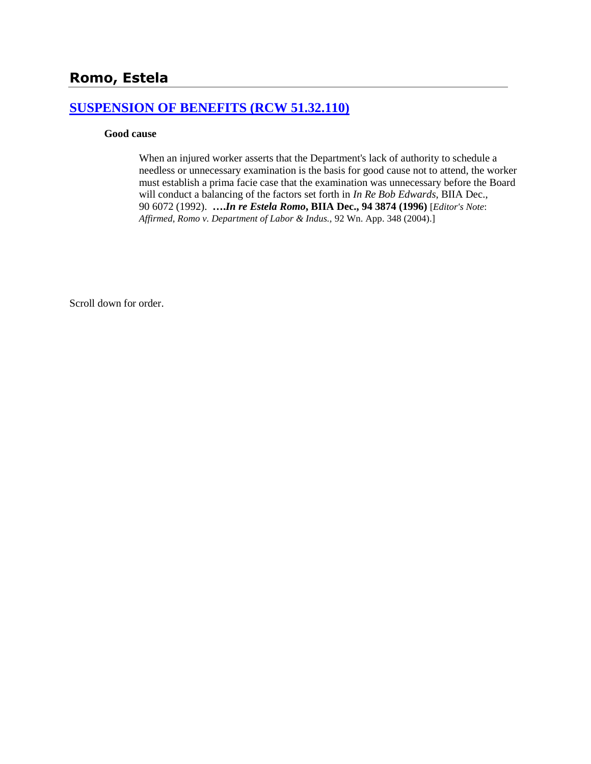## Romo, Estela

### [SUSPENSION OF BENEFITS (RCW 51.32.110)]()

**Good cause**

When an injured worker asserts that the Department's lack of authority to schedule a needless or unnecessary examination is the basis for good cause not to attend, the worker must establish a prima facie case that the examination was unnecessary before the Board will conduct a balancing of the factors set forth in *In Re Bob Edwards*, BIIA Dec., 90 6072 (1992). ***….In re Estela Romo*, BIIA Dec., 94 3874 (1996)** [*Editor's Note*: *Affirmed*, *Romo v. Department of Labor & Indus.*, 92 Wn. App. 348 (2004).]

Scroll down for order.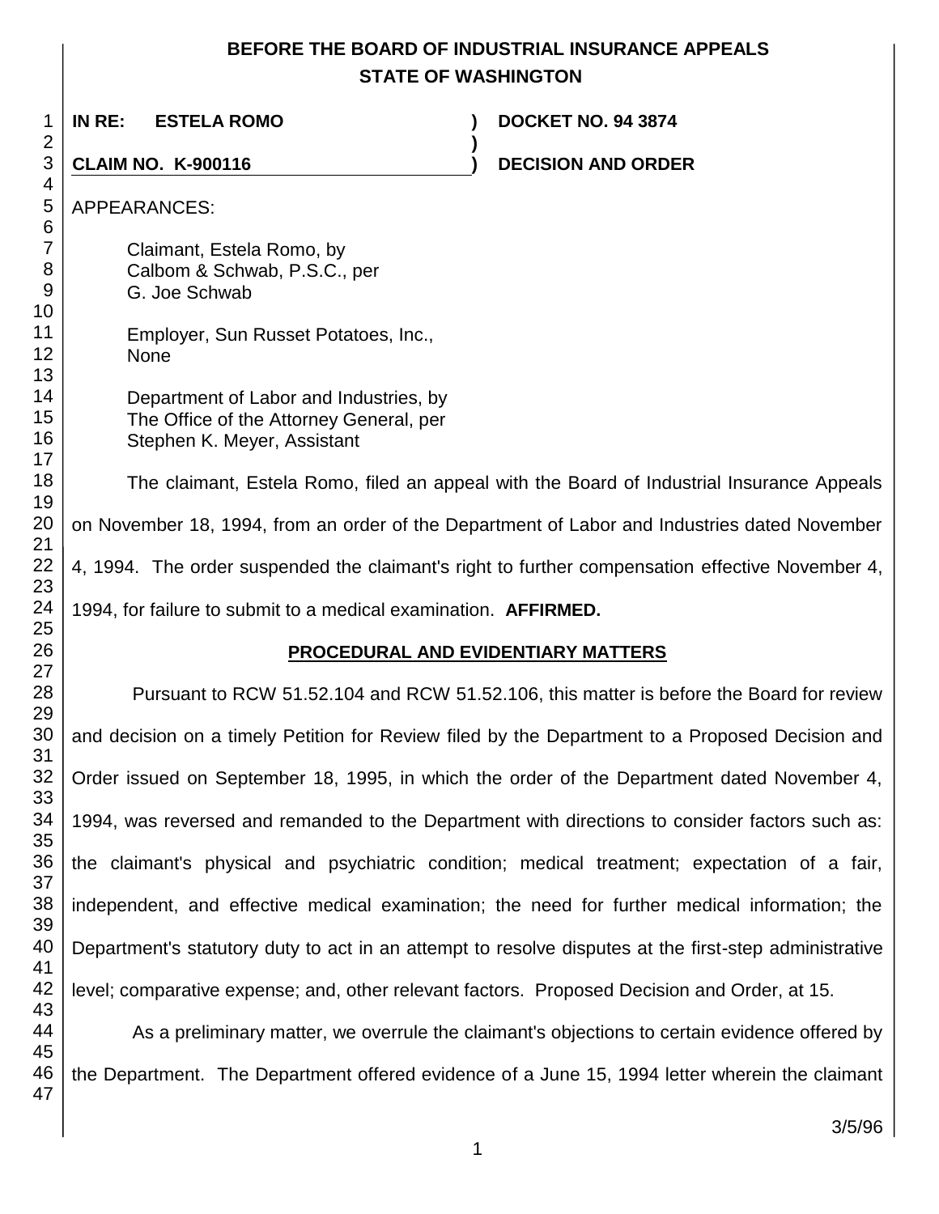# BEFORE THE BOARD OF INDUSTRIAL INSURANCE APPEALS
# STATE OF WASHINGTON

| | | |
|---|---|---|
| **IN RE: ESTELA ROMO** | **)** | **DOCKET NO. 94 3874** |
| | **)** | |
| **CLAIM NO. K-900116** | **)** | **DECISION AND ORDER** |

APPEARANCES:

Claimant, Estela Romo, by
Calbom & Schwab, P.S.C., per
G. Joe Schwab

Employer, Sun Russet Potatoes, Inc.,
None

Department of Labor and Industries, by
The Office of the Attorney General, per
Stephen K. Meyer, Assistant

The claimant, Estela Romo, filed an appeal with the Board of Industrial Insurance Appeals on November 18, 1994, from an order of the Department of Labor and Industries dated November 4, 1994. The order suspended the claimant's right to further compensation effective November 4, 1994, for failure to submit to a medical examination. **AFFIRMED.**

## PROCEDURAL AND EVIDENTIARY MATTERS

Pursuant to RCW 51.52.104 and RCW 51.52.106, this matter is before the Board for review and decision on a timely Petition for Review filed by the Department to a Proposed Decision and Order issued on September 18, 1995, in which the order of the Department dated November 4, 1994, was reversed and remanded to the Department with directions to consider factors such as: the claimant's physical and psychiatric condition; medical treatment; expectation of a fair, independent, and effective medical examination; the need for further medical information; the Department's statutory duty to act in an attempt to resolve disputes at the first-step administrative level; comparative expense; and, other relevant factors. Proposed Decision and Order, at 15.

As a preliminary matter, we overrule the claimant's objections to certain evidence offered by the Department. The Department offered evidence of a June 15, 1994 letter wherein the claimant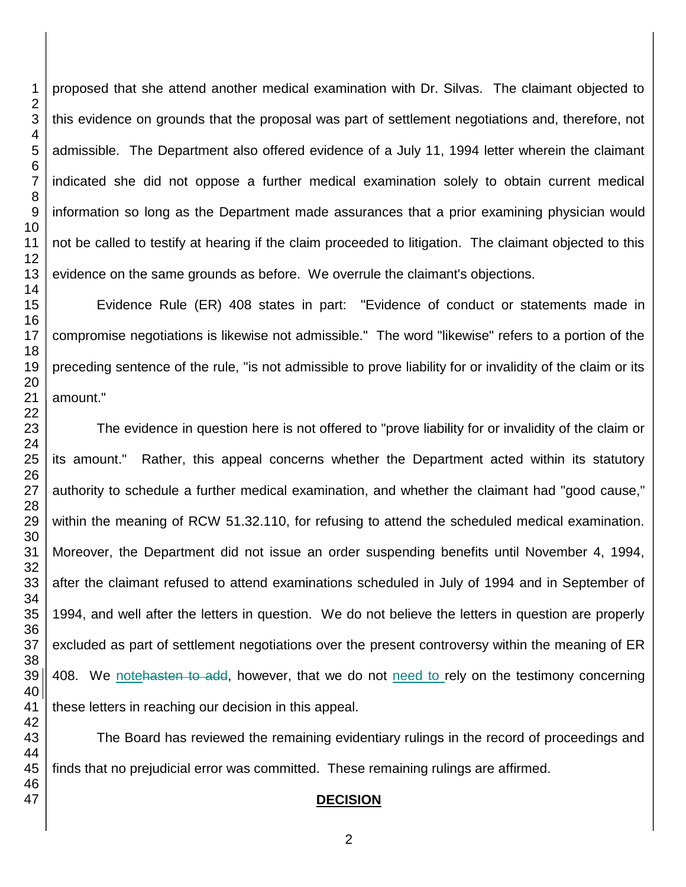proposed that she attend another medical examination with Dr. Silvas. The claimant objected to this evidence on grounds that the proposal was part of settlement negotiations and, therefore, not admissible. The Department also offered evidence of a July 11, 1994 letter wherein the claimant indicated she did not oppose a further medical examination solely to obtain current medical information so long as the Department made assurances that a prior examining physician would not be called to testify at hearing if the claim proceeded to litigation. The claimant objected to this evidence on the same grounds as before. We overrule the claimant's objections.

Evidence Rule (ER) 408 states in part: "Evidence of conduct or statements made in compromise negotiations is likewise not admissible." The word "likewise" refers to a portion of the preceding sentence of the rule, "is not admissible to prove liability for or invalidity of the claim or its amount."

The evidence in question here is not offered to "prove liability for or invalidity of the claim or its amount." Rather, this appeal concerns whether the Department acted within its statutory authority to schedule a further medical examination, and whether the claimant had "good cause," within the meaning of RCW 51.32.110, for refusing to attend the scheduled medical examination. Moreover, the Department did not issue an order suspending benefits until November 4, 1994, after the claimant refused to attend examinations scheduled in July of 1994 and in September of 1994, and well after the letters in question. We do not believe the letters in question are properly excluded as part of settlement negotiations over the present controversy within the meaning of ER 408. We note~~hasten to add~~, however, that we do not need to rely on the testimony concerning these letters in reaching our decision in this appeal.

The Board has reviewed the remaining evidentiary rulings in the record of proceedings and finds that no prejudicial error was committed. These remaining rulings are affirmed.

## DECISION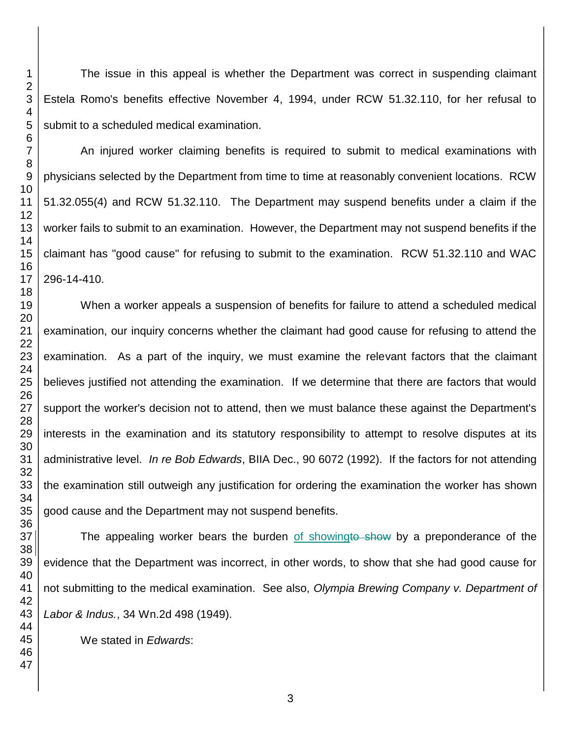The issue in this appeal is whether the Department was correct in suspending claimant Estela Romo's benefits effective November 4, 1994, under RCW 51.32.110, for her refusal to submit to a scheduled medical examination.

An injured worker claiming benefits is required to submit to medical examinations with physicians selected by the Department from time to time at reasonably convenient locations. RCW 51.32.055(4) and RCW 51.32.110. The Department may suspend benefits under a claim if the worker fails to submit to an examination. However, the Department may not suspend benefits if the claimant has "good cause" for refusing to submit to the examination. RCW 51.32.110 and WAC 296-14-410.

When a worker appeals a suspension of benefits for failure to attend a scheduled medical examination, our inquiry concerns whether the claimant had good cause for refusing to attend the examination. As a part of the inquiry, we must examine the relevant factors that the claimant believes justified not attending the examination. If we determine that there are factors that would support the worker's decision not to attend, then we must balance these against the Department's interests in the examination and its statutory responsibility to attempt to resolve disputes at its administrative level. *In re Bob Edwards*, BIIA Dec., 90 6072 (1992). If the factors for not attending the examination still outweigh any justification for ordering the examination the worker has shown good cause and the Department may not suspend benefits.

The appealing worker bears the burden of showing ~~to show~~ by a preponderance of the evidence that the Department was incorrect, in other words, to show that she had good cause for not submitting to the medical examination. See also, *Olympia Brewing Company v. Department of Labor & Indus.*, 34 Wn.2d 498 (1949).

We stated in *Edwards*: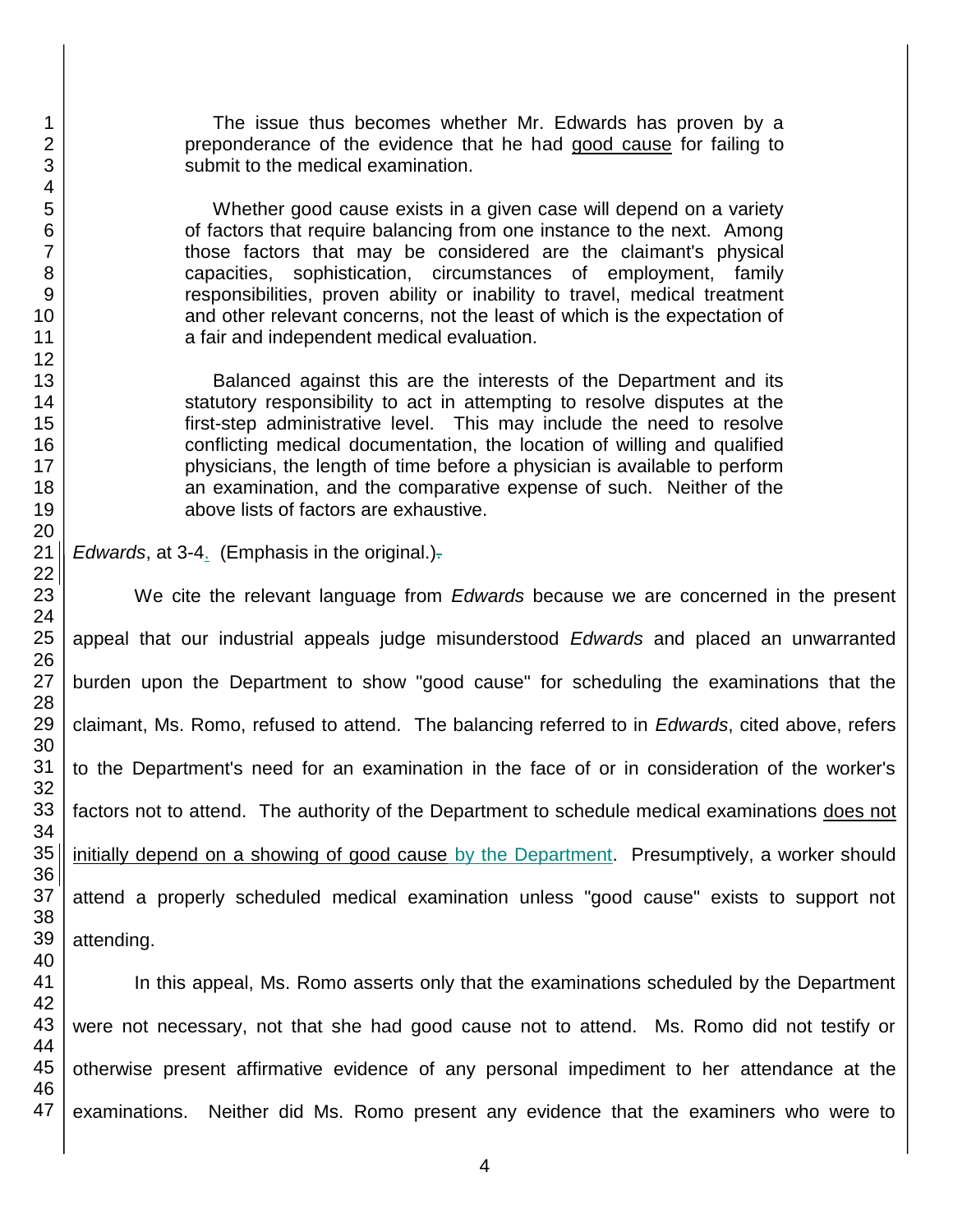> The issue thus becomes whether Mr. Edwards has proven by a preponderance of the evidence that he had <u>good cause</u> for failing to submit to the medical examination.
>
> Whether good cause exists in a given case will depend on a variety of factors that require balancing from one instance to the next. Among those factors that may be considered are the claimant's physical capacities, sophistication, circumstances of employment, family responsibilities, proven ability or inability to travel, medical treatment and other relevant concerns, not the least of which is the expectation of a fair and independent medical evaluation.
>
> Balanced against this are the interests of the Department and its statutory responsibility to act in attempting to resolve disputes at the first-step administrative level. This may include the need to resolve conflicting medical documentation, the location of willing and qualified physicians, the length of time before a physician is available to perform an examination, and the comparative expense of such. Neither of the above lists of factors are exhaustive.

*Edwards*, at 3-4. (Emphasis in the original.)

We cite the relevant language from *Edwards* because we are concerned in the present appeal that our industrial appeals judge misunderstood *Edwards* and placed an unwarranted burden upon the Department to show "good cause" for scheduling the examinations that the claimant, Ms. Romo, refused to attend. The balancing referred to in *Edwards*, cited above, refers to the Department's need for an examination in the face of or in consideration of the worker's factors not to attend. The authority of the Department to schedule medical examinations <u>does not initially depend on a showing of good cause by the Department</u>. Presumptively, a worker should attend a properly scheduled medical examination unless "good cause" exists to support not attending.

In this appeal, Ms. Romo asserts only that the examinations scheduled by the Department were not necessary, not that she had good cause not to attend. Ms. Romo did not testify or otherwise present affirmative evidence of any personal impediment to her attendance at the examinations. Neither did Ms. Romo present any evidence that the examiners who were to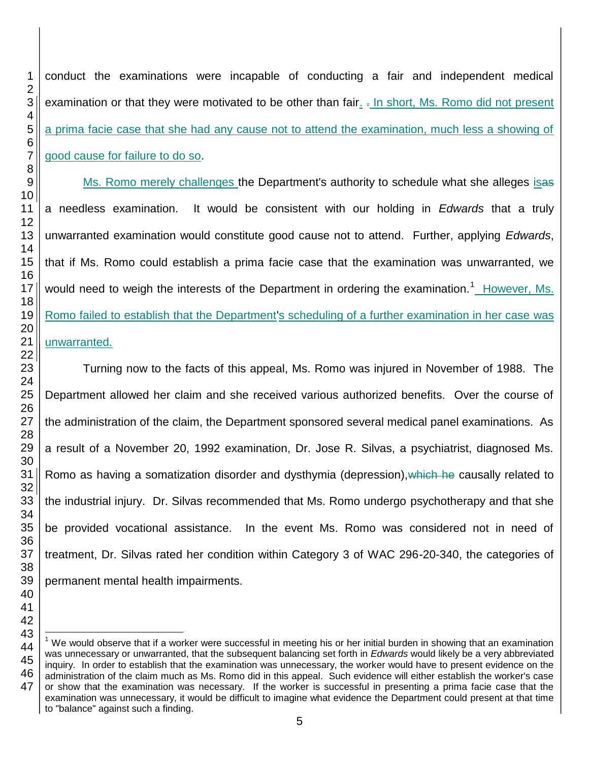conduct the examinations were incapable of conducting a fair and independent medical examination or that they were motivated to be other than fair. . In short, Ms. Romo did not present a prima facie case that she had any cause not to attend the examination, much less a showing of good cause for failure to do so.

Ms. Romo merely challenges the Department's authority to schedule what she alleges isas a needless examination. It would be consistent with our holding in *Edwards* that a truly unwarranted examination would constitute good cause not to attend. Further, applying *Edwards*, that if Ms. Romo could establish a prima facie case that the examination was unwarranted, we would need to weigh the interests of the Department in ordering the examination.[1] However, Ms. Romo failed to establish that the Department's scheduling of a further examination in her case was unwarranted.

Turning now to the facts of this appeal, Ms. Romo was injured in November of 1988. The Department allowed her claim and she received various authorized benefits. Over the course of the administration of the claim, the Department sponsored several medical panel examinations. As a result of a November 20, 1992 examination, Dr. Jose R. Silvas, a psychiatrist, diagnosed Ms. Romo as having a somatization disorder and dysthymia (depression),which he causally related to the industrial injury. Dr. Silvas recommended that Ms. Romo undergo psychotherapy and that she be provided vocational assistance. In the event Ms. Romo was considered not in need of treatment, Dr. Silvas rated her condition within Category 3 of WAC 296-20-340, the categories of permanent mental health impairments.

---

[1] We would observe that if a worker were successful in meeting his or her initial burden in showing that an examination was unnecessary or unwarranted, that the subsequent balancing set forth in *Edwards* would likely be a very abbreviated inquiry. In order to establish that the examination was unnecessary, the worker would have to present evidence on the administration of the claim much as Ms. Romo did in this appeal. Such evidence will either establish the worker's case or show that the examination was necessary. If the worker is successful in presenting a prima facie case that the examination was unnecessary, it would be difficult to imagine what evidence the Department could present at that time to "balance" against such a finding.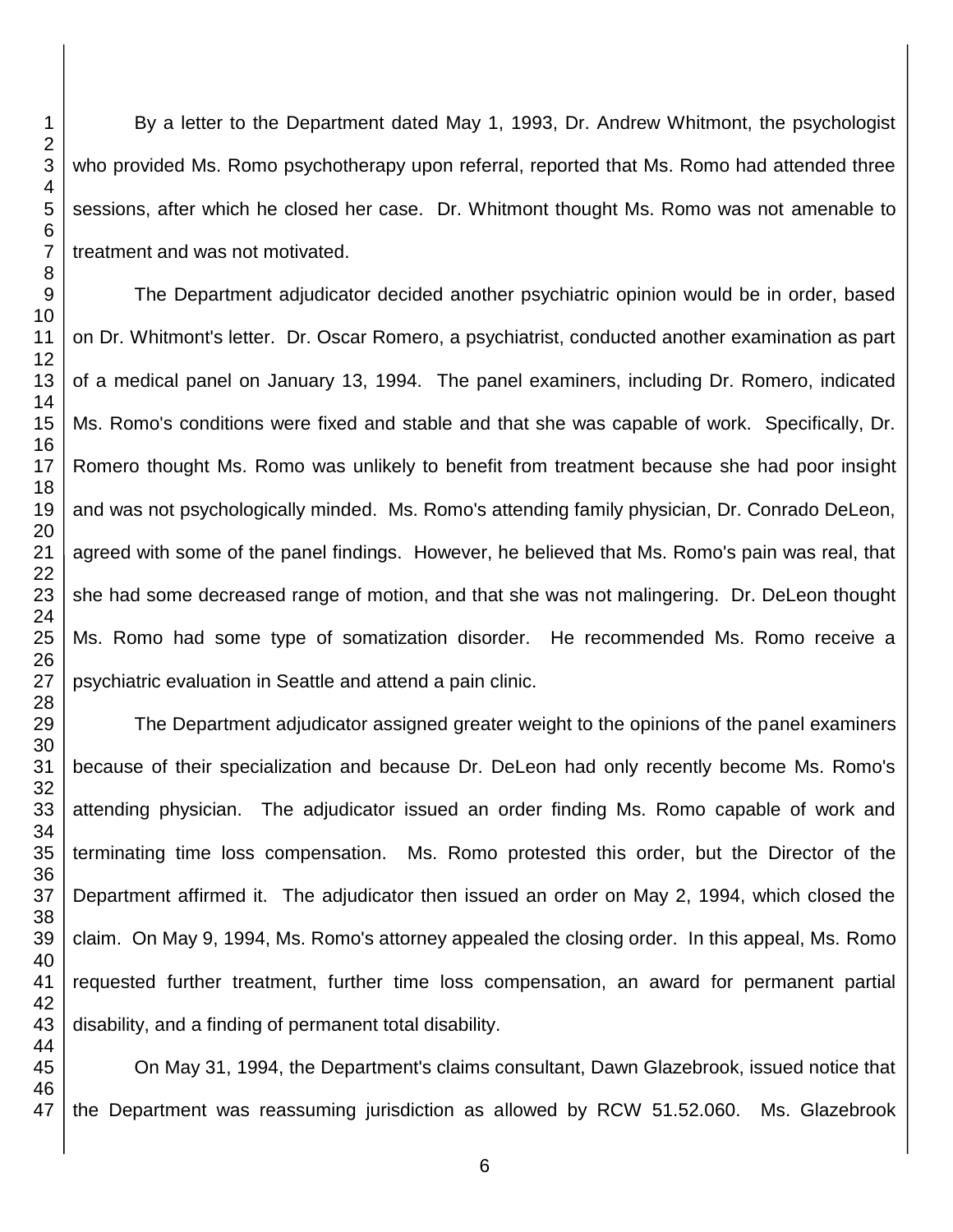By a letter to the Department dated May 1, 1993, Dr. Andrew Whitmont, the psychologist who provided Ms. Romo psychotherapy upon referral, reported that Ms. Romo had attended three sessions, after which he closed her case. Dr. Whitmont thought Ms. Romo was not amenable to treatment and was not motivated.

The Department adjudicator decided another psychiatric opinion would be in order, based on Dr. Whitmont's letter. Dr. Oscar Romero, a psychiatrist, conducted another examination as part of a medical panel on January 13, 1994. The panel examiners, including Dr. Romero, indicated Ms. Romo's conditions were fixed and stable and that she was capable of work. Specifically, Dr. Romero thought Ms. Romo was unlikely to benefit from treatment because she had poor insight and was not psychologically minded. Ms. Romo's attending family physician, Dr. Conrado DeLeon, agreed with some of the panel findings. However, he believed that Ms. Romo's pain was real, that she had some decreased range of motion, and that she was not malingering. Dr. DeLeon thought Ms. Romo had some type of somatization disorder. He recommended Ms. Romo receive a psychiatric evaluation in Seattle and attend a pain clinic.

The Department adjudicator assigned greater weight to the opinions of the panel examiners because of their specialization and because Dr. DeLeon had only recently become Ms. Romo's attending physician. The adjudicator issued an order finding Ms. Romo capable of work and terminating time loss compensation. Ms. Romo protested this order, but the Director of the Department affirmed it. The adjudicator then issued an order on May 2, 1994, which closed the claim. On May 9, 1994, Ms. Romo's attorney appealed the closing order. In this appeal, Ms. Romo requested further treatment, further time loss compensation, an award for permanent partial disability, and a finding of permanent total disability.

On May 31, 1994, the Department's claims consultant, Dawn Glazebrook, issued notice that the Department was reassuming jurisdiction as allowed by RCW 51.52.060. Ms. Glazebrook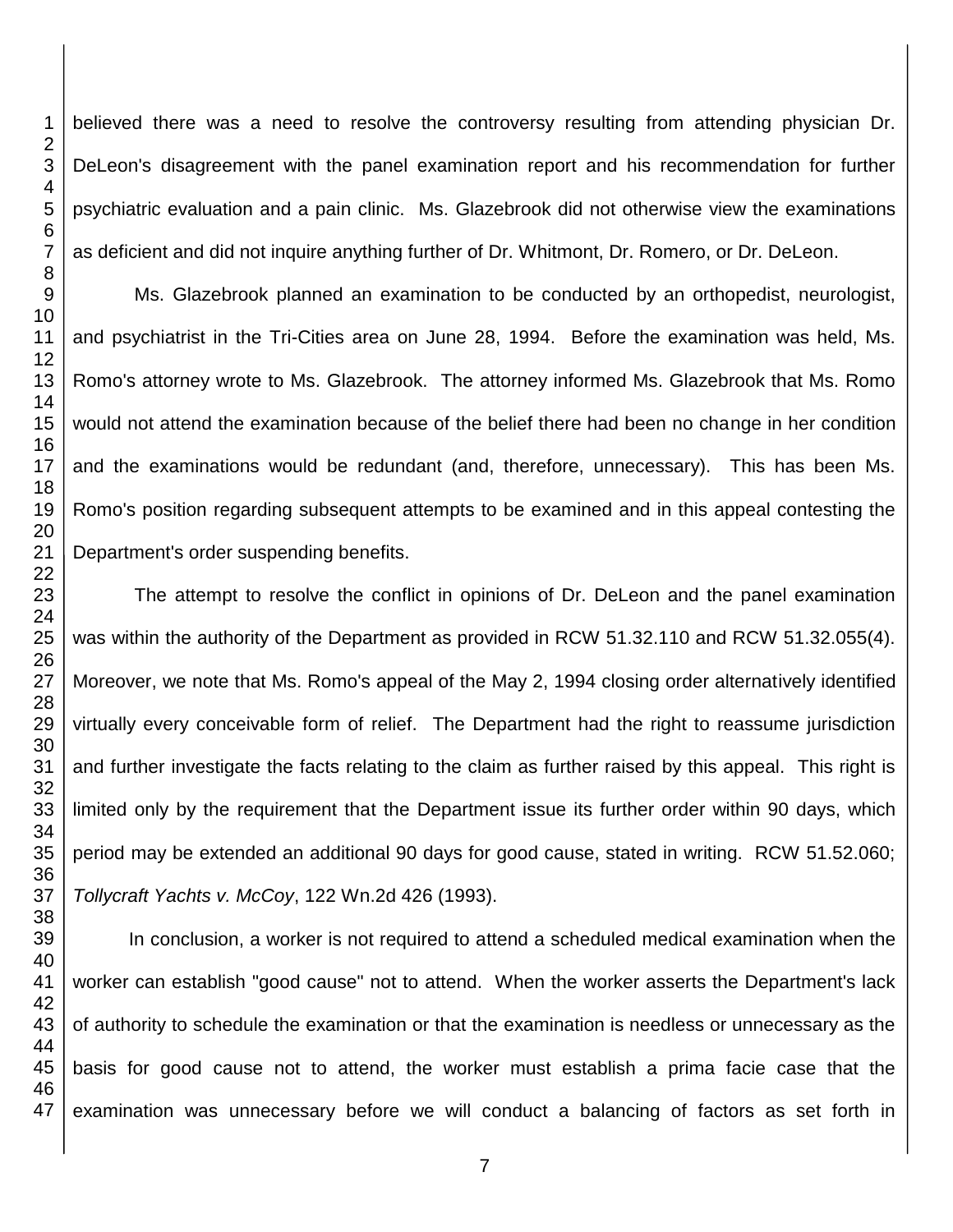believed there was a need to resolve the controversy resulting from attending physician Dr. DeLeon's disagreement with the panel examination report and his recommendation for further psychiatric evaluation and a pain clinic. Ms. Glazebrook did not otherwise view the examinations as deficient and did not inquire anything further of Dr. Whitmont, Dr. Romero, or Dr. DeLeon.

Ms. Glazebrook planned an examination to be conducted by an orthopedist, neurologist, and psychiatrist in the Tri-Cities area on June 28, 1994. Before the examination was held, Ms. Romo's attorney wrote to Ms. Glazebrook. The attorney informed Ms. Glazebrook that Ms. Romo would not attend the examination because of the belief there had been no change in her condition and the examinations would be redundant (and, therefore, unnecessary). This has been Ms. Romo's position regarding subsequent attempts to be examined and in this appeal contesting the Department's order suspending benefits.

The attempt to resolve the conflict in opinions of Dr. DeLeon and the panel examination was within the authority of the Department as provided in RCW 51.32.110 and RCW 51.32.055(4). Moreover, we note that Ms. Romo's appeal of the May 2, 1994 closing order alternatively identified virtually every conceivable form of relief. The Department had the right to reassume jurisdiction and further investigate the facts relating to the claim as further raised by this appeal. This right is limited only by the requirement that the Department issue its further order within 90 days, which period may be extended an additional 90 days for good cause, stated in writing. RCW 51.52.060; *Tollycraft Yachts v. McCoy*, 122 Wn.2d 426 (1993).

In conclusion, a worker is not required to attend a scheduled medical examination when the worker can establish "good cause" not to attend. When the worker asserts the Department's lack of authority to schedule the examination or that the examination is needless or unnecessary as the basis for good cause not to attend, the worker must establish a prima facie case that the examination was unnecessary before we will conduct a balancing of factors as set forth in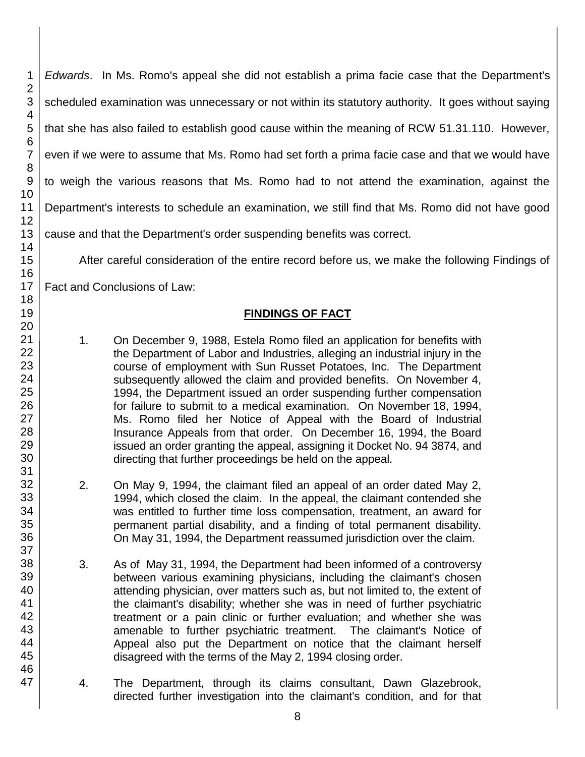*Edwards*. In Ms. Romo's appeal she did not establish a prima facie case that the Department's scheduled examination was unnecessary or not within its statutory authority. It goes without saying that she has also failed to establish good cause within the meaning of RCW 51.31.110. However, even if we were to assume that Ms. Romo had set forth a prima facie case and that we would have to weigh the various reasons that Ms. Romo had to not attend the examination, against the Department's interests to schedule an examination, we still find that Ms. Romo did not have good cause and that the Department's order suspending benefits was correct.

After careful consideration of the entire record before us, we make the following Findings of Fact and Conclusions of Law:

## FINDINGS OF FACT

1. On December 9, 1988, Estela Romo filed an application for benefits with the Department of Labor and Industries, alleging an industrial injury in the course of employment with Sun Russet Potatoes, Inc. The Department subsequently allowed the claim and provided benefits. On November 4, 1994, the Department issued an order suspending further compensation for failure to submit to a medical examination. On November 18, 1994, Ms. Romo filed her Notice of Appeal with the Board of Industrial Insurance Appeals from that order. On December 16, 1994, the Board issued an order granting the appeal, assigning it Docket No. 94 3874, and directing that further proceedings be held on the appeal.

2. On May 9, 1994, the claimant filed an appeal of an order dated May 2, 1994, which closed the claim. In the appeal, the claimant contended she was entitled to further time loss compensation, treatment, an award for permanent partial disability, and a finding of total permanent disability. On May 31, 1994, the Department reassumed jurisdiction over the claim.

3. As of May 31, 1994, the Department had been informed of a controversy between various examining physicians, including the claimant's chosen attending physician, over matters such as, but not limited to, the extent of the claimant's disability; whether she was in need of further psychiatric treatment or a pain clinic or further evaluation; and whether she was amenable to further psychiatric treatment. The claimant's Notice of Appeal also put the Department on notice that the claimant herself disagreed with the terms of the May 2, 1994 closing order.

4. The Department, through its claims consultant, Dawn Glazebrook, directed further investigation into the claimant's condition, and for that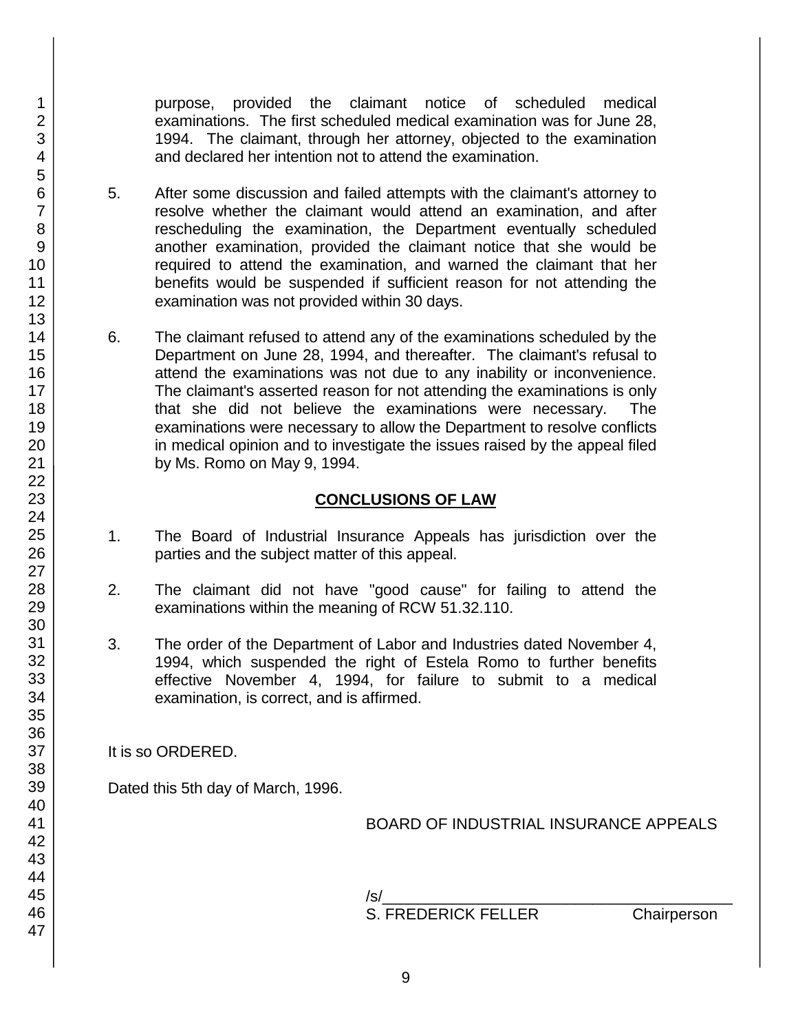purpose, provided the claimant notice of scheduled medical examinations. The first scheduled medical examination was for June 28, 1994. The claimant, through her attorney, objected to the examination and declared her intention not to attend the examination.

5. After some discussion and failed attempts with the claimant's attorney to resolve whether the claimant would attend an examination, and after rescheduling the examination, the Department eventually scheduled another examination, provided the claimant notice that she would be required to attend the examination, and warned the claimant that her benefits would be suspended if sufficient reason for not attending the examination was not provided within 30 days.

6. The claimant refused to attend any of the examinations scheduled by the Department on June 28, 1994, and thereafter. The claimant's refusal to attend the examinations was not due to any inability or inconvenience. The claimant's asserted reason for not attending the examinations is only that she did not believe the examinations were necessary. The examinations were necessary to allow the Department to resolve conflicts in medical opinion and to investigate the issues raised by the appeal filed by Ms. Romo on May 9, 1994.

## CONCLUSIONS OF LAW

1. The Board of Industrial Insurance Appeals has jurisdiction over the parties and the subject matter of this appeal.

2. The claimant did not have "good cause" for failing to attend the examinations within the meaning of RCW 51.32.110.

3. The order of the Department of Labor and Industries dated November 4, 1994, which suspended the right of Estela Romo to further benefits effective November 4, 1994, for failure to submit to a medical examination, is correct, and is affirmed.

It is so ORDERED.

Dated this 5th day of March, 1996.

BOARD OF INDUSTRIAL INSURANCE APPEALS

/s/
S. FREDERICK FELLER Chairperson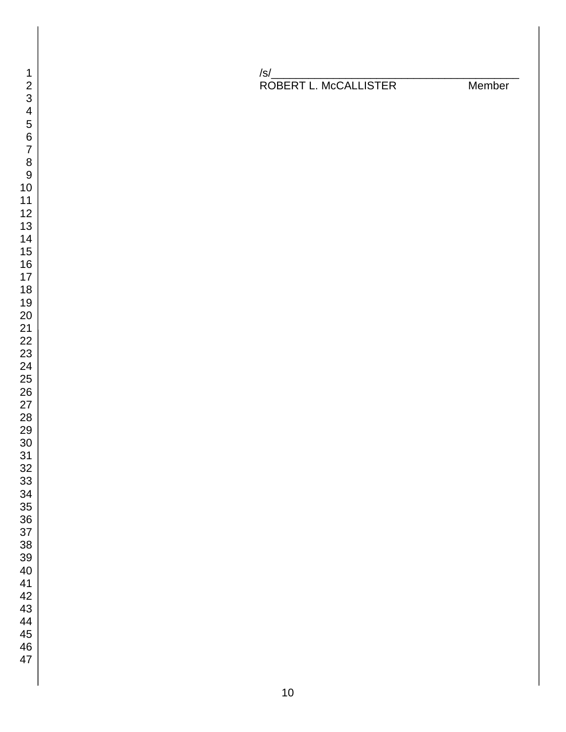/s/________________________________________

ROBERT L. McCALLISTER Member